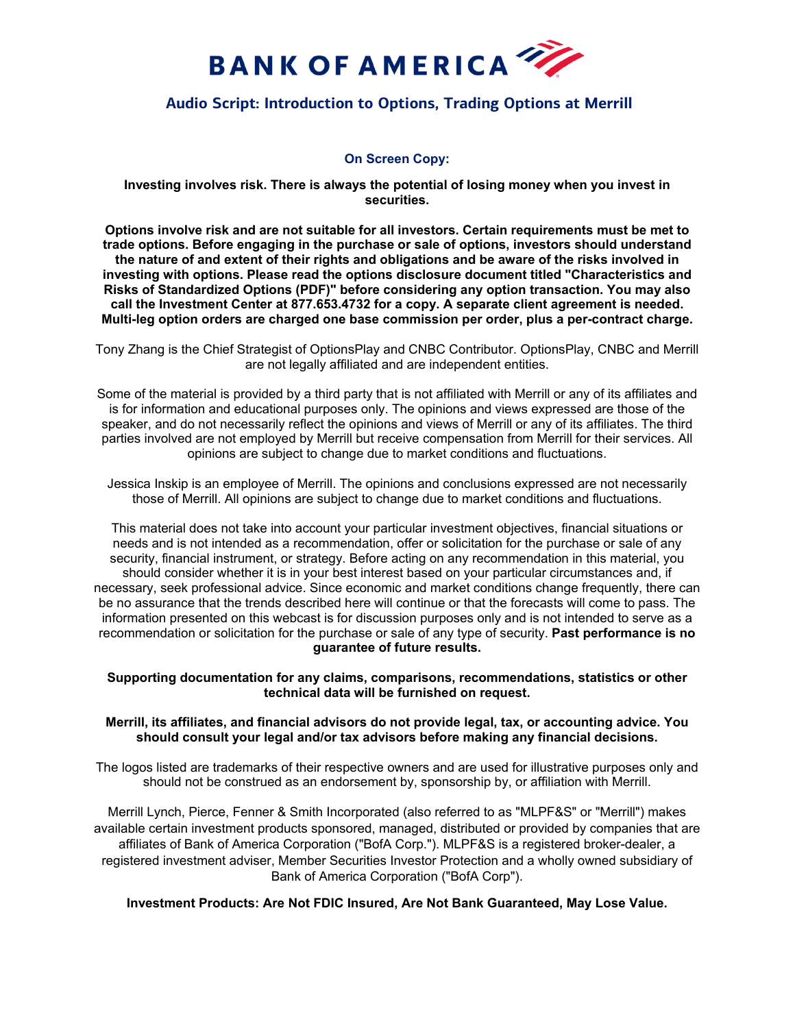# BANK OF AMERICA

## Audio Script: Introduction to Options, Trading Options at Merrill

### On Screen Copy:

**Investing involves risk. There is always the potential of losing money when you invest in securities.**

**Options involve risk and are not suitable for all investors. Certain requirements must be met to trade options. Before engaging in the purchase or sale of options, investors should understand the nature of and extent of their rights and obligations and be aware of the risks involved in investing with options. Please read the options disclosure document titled "Characteristics and Risks of Standardized Options (PDF)" before considering any option transaction. You may also call the Investment Center at 877.653.4732 for a copy. A separate client agreement is needed. Multi-leg option orders are charged one base commission per order, plus a per-contract charge.**

Tony Zhang is the Chief Strategist of OptionsPlay and CNBC Contributor. OptionsPlay, CNBC and Merrill are not legally affiliated and are independent entities.

Some of the material is provided by a third party that is not affiliated with Merrill or any of its affiliates and is for information and educational purposes only. The opinions and views expressed are those of the speaker, and do not necessarily reflect the opinions and views of Merrill or any of its affiliates. The third parties involved are not employed by Merrill but receive compensation from Merrill for their services. All opinions are subject to change due to market conditions and fluctuations.

Jessica Inskip is an employee of Merrill. The opinions and conclusions expressed are not necessarily those of Merrill. All opinions are subject to change due to market conditions and fluctuations.

This material does not take into account your particular investment objectives, financial situations or needs and is not intended as a recommendation, offer or solicitation for the purchase or sale of any security, financial instrument, or strategy. Before acting on any recommendation in this material, you should consider whether it is in your best interest based on your particular circumstances and, if necessary, seek professional advice. Since economic and market conditions change frequently, there can be no assurance that the trends described here will continue or that the forecasts will come to pass. The information presented on this webcast is for discussion purposes only and is not intended to serve as a recommendation or solicitation for the purchase or sale of any type of security. **Past performance is no guarantee of future results.**

**Supporting documentation for any claims, comparisons, recommendations, statistics or other technical data will be furnished on request.**

**Merrill, its affiliates, and financial advisors do not provide legal, tax, or accounting advice. You should consult your legal and/or tax advisors before making any financial decisions.**

The logos listed are trademarks of their respective owners and are used for illustrative purposes only and should not be construed as an endorsement by, sponsorship by, or affiliation with Merrill.

Merrill Lynch, Pierce, Fenner & Smith Incorporated (also referred to as "MLPF&S" or "Merrill") makes available certain investment products sponsored, managed, distributed or provided by companies that are affiliates of Bank of America Corporation ("BofA Corp."). MLPF&S is a registered broker-dealer, a registered investment adviser, Member Securities Investor Protection and a wholly owned subsidiary of Bank of America Corporation ("BofA Corp").

**Investment Products: Are Not FDIC Insured, Are Not Bank Guaranteed, May Lose Value.**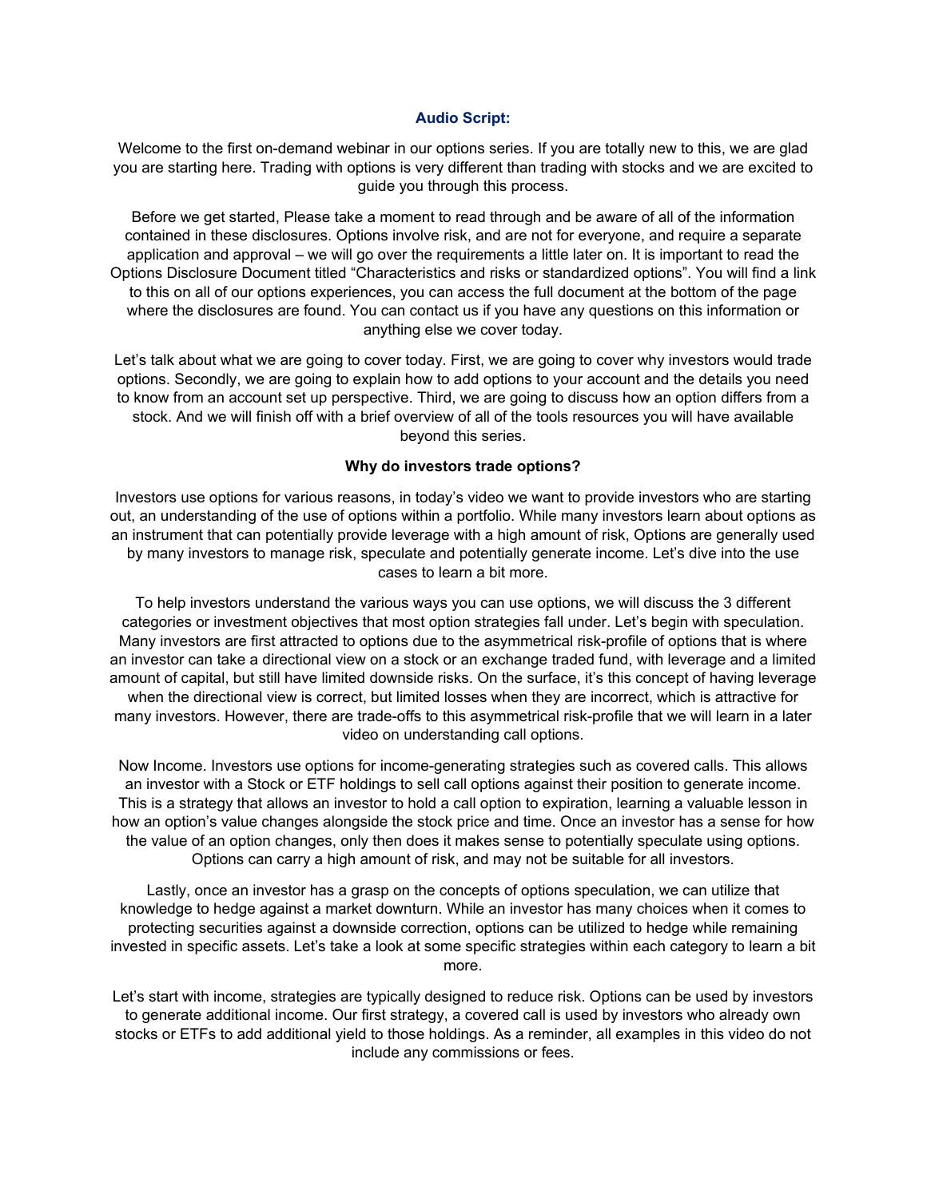**Audio Script:**

Welcome to the first on-demand webinar in our options series. If you are totally new to this, we are glad you are starting here. Trading with options is very different than trading with stocks and we are excited to guide you through this process.

Before we get started, Please take a moment to read through and be aware of all of the information contained in these disclosures. Options involve risk, and are not for everyone, and require a separate application and approval – we will go over the requirements a little later on. It is important to read the Options Disclosure Document titled "Characteristics and risks or standardized options". You will find a link to this on all of our options experiences, you can access the full document at the bottom of the page where the disclosures are found. You can contact us if you have any questions on this information or anything else we cover today.

Let's talk about what we are going to cover today. First, we are going to cover why investors would trade options. Secondly, we are going to explain how to add options to your account and the details you need to know from an account set up perspective. Third, we are going to discuss how an option differs from a stock. And we will finish off with a brief overview of all of the tools resources you will have available beyond this series.

**Why do investors trade options?**

Investors use options for various reasons, in today's video we want to provide investors who are starting out, an understanding of the use of options within a portfolio. While many investors learn about options as an instrument that can potentially provide leverage with a high amount of risk, Options are generally used by many investors to manage risk, speculate and potentially generate income. Let's dive into the use cases to learn a bit more.

To help investors understand the various ways you can use options, we will discuss the 3 different categories or investment objectives that most option strategies fall under. Let's begin with speculation. Many investors are first attracted to options due to the asymmetrical risk-profile of options that is where an investor can take a directional view on a stock or an exchange traded fund, with leverage and a limited amount of capital, but still have limited downside risks. On the surface, it's this concept of having leverage when the directional view is correct, but limited losses when they are incorrect, which is attractive for many investors. However, there are trade-offs to this asymmetrical risk-profile that we will learn in a later video on understanding call options.

Now Income. Investors use options for income-generating strategies such as covered calls. This allows an investor with a Stock or ETF holdings to sell call options against their position to generate income. This is a strategy that allows an investor to hold a call option to expiration, learning a valuable lesson in how an option's value changes alongside the stock price and time. Once an investor has a sense for how the value of an option changes, only then does it makes sense to potentially speculate using options. Options can carry a high amount of risk, and may not be suitable for all investors.

Lastly, once an investor has a grasp on the concepts of options speculation, we can utilize that knowledge to hedge against a market downturn. While an investor has many choices when it comes to protecting securities against a downside correction, options can be utilized to hedge while remaining invested in specific assets. Let's take a look at some specific strategies within each category to learn a bit more.

Let's start with income, strategies are typically designed to reduce risk. Options can be used by investors to generate additional income. Our first strategy, a covered call is used by investors who already own stocks or ETFs to add additional yield to those holdings. As a reminder, all examples in this video do not include any commissions or fees.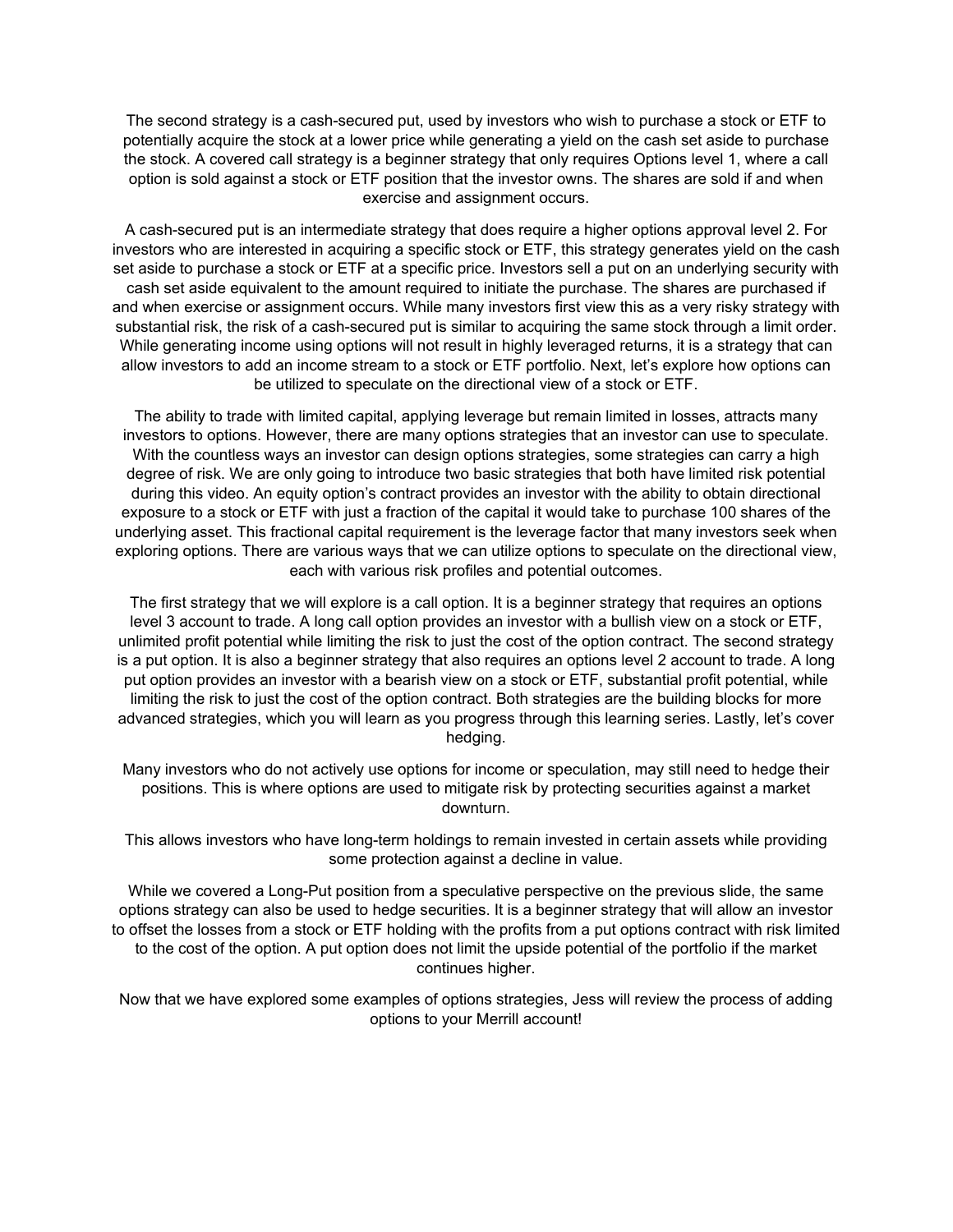The second strategy is a cash-secured put, used by investors who wish to purchase a stock or ETF to potentially acquire the stock at a lower price while generating a yield on the cash set aside to purchase the stock. A covered call strategy is a beginner strategy that only requires Options level 1, where a call option is sold against a stock or ETF position that the investor owns. The shares are sold if and when exercise and assignment occurs.

A cash-secured put is an intermediate strategy that does require a higher options approval level 2. For investors who are interested in acquiring a specific stock or ETF, this strategy generates yield on the cash set aside to purchase a stock or ETF at a specific price. Investors sell a put on an underlying security with cash set aside equivalent to the amount required to initiate the purchase. The shares are purchased if and when exercise or assignment occurs. While many investors first view this as a very risky strategy with substantial risk, the risk of a cash-secured put is similar to acquiring the same stock through a limit order. While generating income using options will not result in highly leveraged returns, it is a strategy that can allow investors to add an income stream to a stock or ETF portfolio. Next, let's explore how options can be utilized to speculate on the directional view of a stock or ETF.

The ability to trade with limited capital, applying leverage but remain limited in losses, attracts many investors to options. However, there are many options strategies that an investor can use to speculate. With the countless ways an investor can design options strategies, some strategies can carry a high degree of risk. We are only going to introduce two basic strategies that both have limited risk potential during this video. An equity option's contract provides an investor with the ability to obtain directional exposure to a stock or ETF with just a fraction of the capital it would take to purchase 100 shares of the underlying asset. This fractional capital requirement is the leverage factor that many investors seek when exploring options. There are various ways that we can utilize options to speculate on the directional view, each with various risk profiles and potential outcomes.

The first strategy that we will explore is a call option. It is a beginner strategy that requires an options level 3 account to trade. A long call option provides an investor with a bullish view on a stock or ETF, unlimited profit potential while limiting the risk to just the cost of the option contract. The second strategy is a put option. It is also a beginner strategy that also requires an options level 2 account to trade. A long put option provides an investor with a bearish view on a stock or ETF, substantial profit potential, while limiting the risk to just the cost of the option contract. Both strategies are the building blocks for more advanced strategies, which you will learn as you progress through this learning series. Lastly, let's cover hedging.

Many investors who do not actively use options for income or speculation, may still need to hedge their positions. This is where options are used to mitigate risk by protecting securities against a market downturn.

This allows investors who have long-term holdings to remain invested in certain assets while providing some protection against a decline in value.

While we covered a Long-Put position from a speculative perspective on the previous slide, the same options strategy can also be used to hedge securities. It is a beginner strategy that will allow an investor to offset the losses from a stock or ETF holding with the profits from a put options contract with risk limited to the cost of the option. A put option does not limit the upside potential of the portfolio if the market continues higher.

Now that we have explored some examples of options strategies, Jess will review the process of adding options to your Merrill account!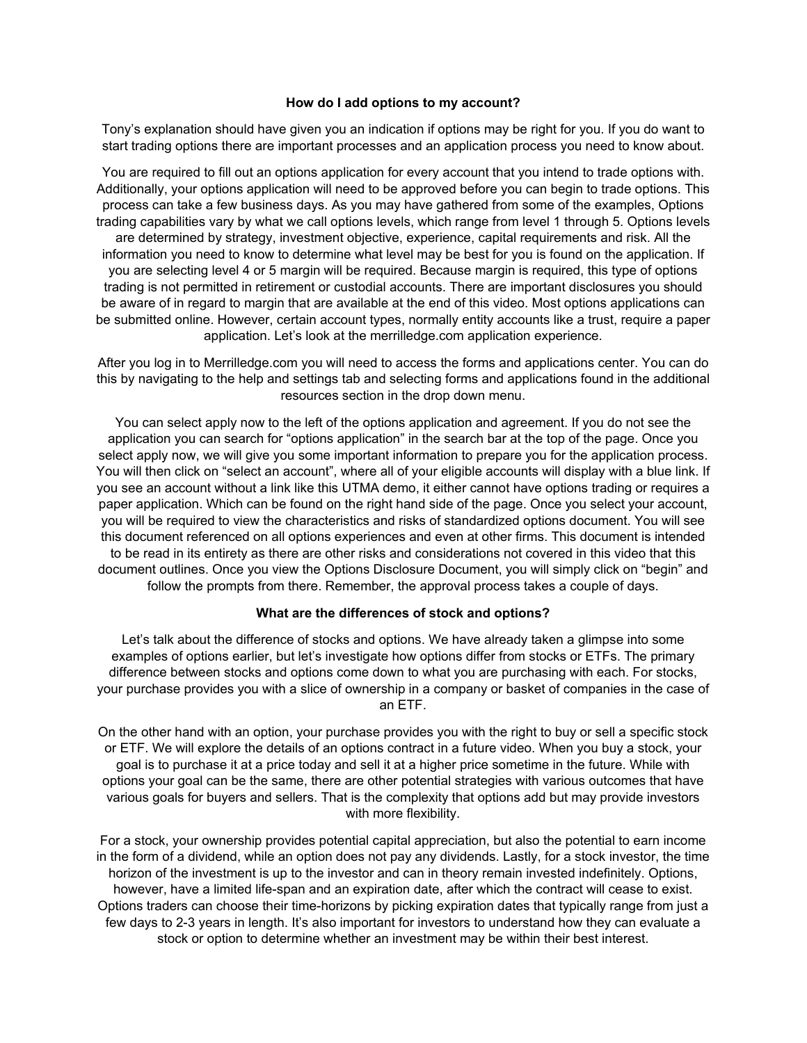## How do I add options to my account?

Tony's explanation should have given you an indication if options may be right for you. If you do want to start trading options there are important processes and an application process you need to know about.

You are required to fill out an options application for every account that you intend to trade options with. Additionally, your options application will need to be approved before you can begin to trade options. This process can take a few business days. As you may have gathered from some of the examples, Options trading capabilities vary by what we call options levels, which range from level 1 through 5. Options levels are determined by strategy, investment objective, experience, capital requirements and risk. All the information you need to know to determine what level may be best for you is found on the application. If you are selecting level 4 or 5 margin will be required. Because margin is required, this type of options trading is not permitted in retirement or custodial accounts. There are important disclosures you should be aware of in regard to margin that are available at the end of this video. Most options applications can be submitted online. However, certain account types, normally entity accounts like a trust, require a paper application. Let's look at the merrilledge.com application experience.

After you log in to Merrilledge.com you will need to access the forms and applications center. You can do this by navigating to the help and settings tab and selecting forms and applications found in the additional resources section in the drop down menu.

You can select apply now to the left of the options application and agreement. If you do not see the application you can search for "options application" in the search bar at the top of the page. Once you select apply now, we will give you some important information to prepare you for the application process. You will then click on "select an account", where all of your eligible accounts will display with a blue link. If you see an account without a link like this UTMA demo, it either cannot have options trading or requires a paper application. Which can be found on the right hand side of the page. Once you select your account, you will be required to view the characteristics and risks of standardized options document. You will see this document referenced on all options experiences and even at other firms. This document is intended to be read in its entirety as there are other risks and considerations not covered in this video that this document outlines. Once you view the Options Disclosure Document, you will simply click on "begin" and follow the prompts from there. Remember, the approval process takes a couple of days.

## What are the differences of stock and options?

Let's talk about the difference of stocks and options. We have already taken a glimpse into some examples of options earlier, but let's investigate how options differ from stocks or ETFs. The primary difference between stocks and options come down to what you are purchasing with each. For stocks, your purchase provides you with a slice of ownership in a company or basket of companies in the case of an ETF.

On the other hand with an option, your purchase provides you with the right to buy or sell a specific stock or ETF. We will explore the details of an options contract in a future video. When you buy a stock, your goal is to purchase it at a price today and sell it at a higher price sometime in the future. While with options your goal can be the same, there are other potential strategies with various outcomes that have various goals for buyers and sellers. That is the complexity that options add but may provide investors with more flexibility.

For a stock, your ownership provides potential capital appreciation, but also the potential to earn income in the form of a dividend, while an option does not pay any dividends. Lastly, for a stock investor, the time horizon of the investment is up to the investor and can in theory remain invested indefinitely. Options, however, have a limited life-span and an expiration date, after which the contract will cease to exist. Options traders can choose their time-horizons by picking expiration dates that typically range from just a few days to 2-3 years in length. It's also important for investors to understand how they can evaluate a stock or option to determine whether an investment may be within their best interest.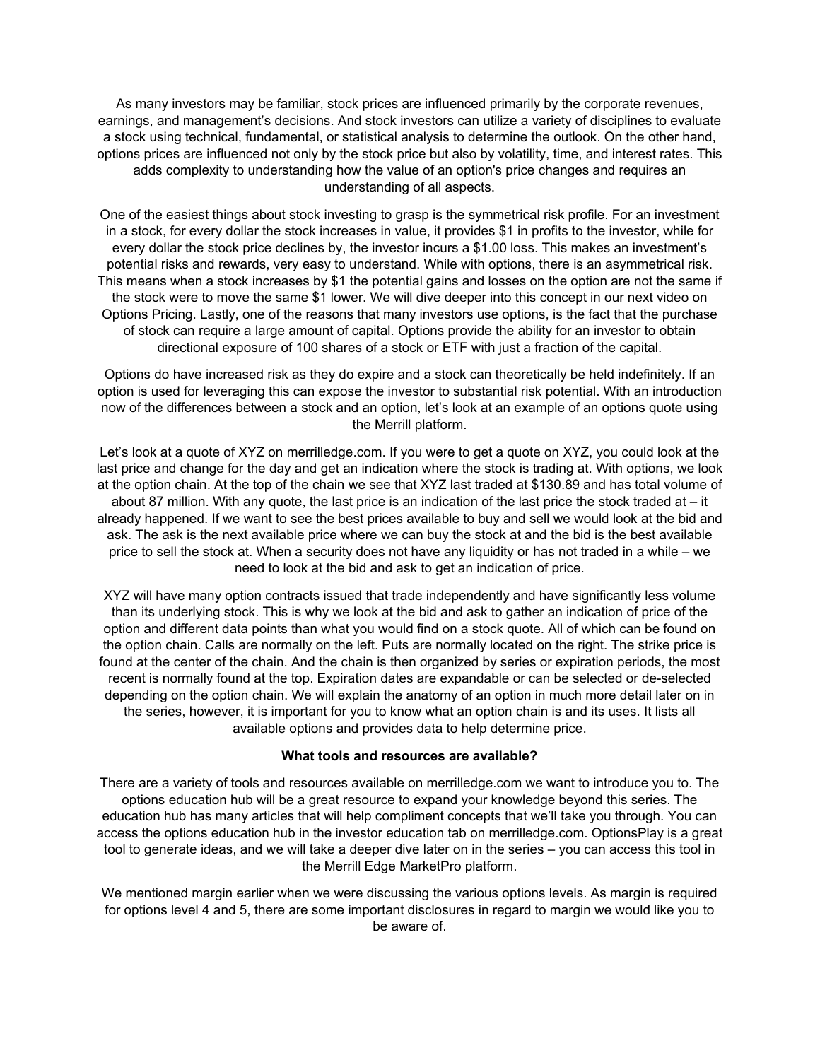As many investors may be familiar, stock prices are influenced primarily by the corporate revenues, earnings, and management's decisions. And stock investors can utilize a variety of disciplines to evaluate a stock using technical, fundamental, or statistical analysis to determine the outlook. On the other hand, options prices are influenced not only by the stock price but also by volatility, time, and interest rates. This adds complexity to understanding how the value of an option's price changes and requires an understanding of all aspects.

One of the easiest things about stock investing to grasp is the symmetrical risk profile. For an investment in a stock, for every dollar the stock increases in value, it provides $1 in profits to the investor, while for every dollar the stock price declines by, the investor incurs a $1.00 loss. This makes an investment's potential risks and rewards, very easy to understand. While with options, there is an asymmetrical risk. This means when a stock increases by $1 the potential gains and losses on the option are not the same if the stock were to move the same $1 lower. We will dive deeper into this concept in our next video on Options Pricing. Lastly, one of the reasons that many investors use options, is the fact that the purchase of stock can require a large amount of capital. Options provide the ability for an investor to obtain directional exposure of 100 shares of a stock or ETF with just a fraction of the capital.

Options do have increased risk as they do expire and a stock can theoretically be held indefinitely. If an option is used for leveraging this can expose the investor to substantial risk potential. With an introduction now of the differences between a stock and an option, let's look at an example of an options quote using the Merrill platform.

Let's look at a quote of XYZ on merrilledge.com. If you were to get a quote on XYZ, you could look at the last price and change for the day and get an indication where the stock is trading at. With options, we look at the option chain. At the top of the chain we see that XYZ last traded at $130.89 and has total volume of about 87 million. With any quote, the last price is an indication of the last price the stock traded at – it already happened. If we want to see the best prices available to buy and sell we would look at the bid and ask. The ask is the next available price where we can buy the stock at and the bid is the best available price to sell the stock at. When a security does not have any liquidity or has not traded in a while – we need to look at the bid and ask to get an indication of price.

XYZ will have many option contracts issued that trade independently and have significantly less volume than its underlying stock. This is why we look at the bid and ask to gather an indication of price of the option and different data points than what you would find on a stock quote. All of which can be found on the option chain. Calls are normally on the left. Puts are normally located on the right. The strike price is found at the center of the chain. And the chain is then organized by series or expiration periods, the most recent is normally found at the top. Expiration dates are expandable or can be selected or de-selected depending on the option chain. We will explain the anatomy of an option in much more detail later on in the series, however, it is important for you to know what an option chain is and its uses. It lists all available options and provides data to help determine price.

**What tools and resources are available?**

There are a variety of tools and resources available on merrilledge.com we want to introduce you to. The options education hub will be a great resource to expand your knowledge beyond this series. The education hub has many articles that will help compliment concepts that we'll take you through. You can access the options education hub in the investor education tab on merrilledge.com. OptionsPlay is a great tool to generate ideas, and we will take a deeper dive later on in the series – you can access this tool in the Merrill Edge MarketPro platform.

We mentioned margin earlier when we were discussing the various options levels. As margin is required for options level 4 and 5, there are some important disclosures in regard to margin we would like you to be aware of.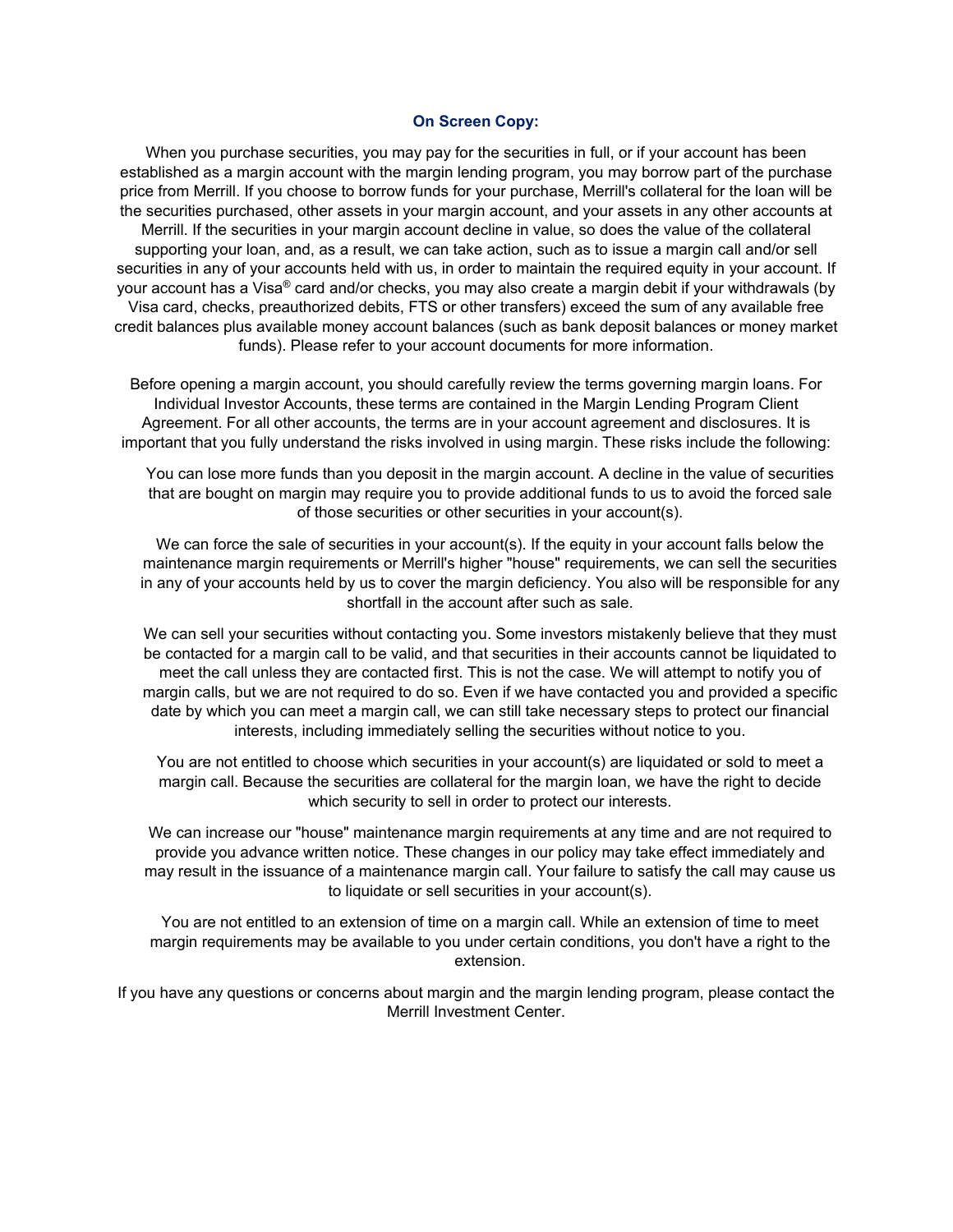**On Screen Copy:**

When you purchase securities, you may pay for the securities in full, or if your account has been established as a margin account with the margin lending program, you may borrow part of the purchase price from Merrill. If you choose to borrow funds for your purchase, Merrill's collateral for the loan will be the securities purchased, other assets in your margin account, and your assets in any other accounts at Merrill. If the securities in your margin account decline in value, so does the value of the collateral supporting your loan, and, as a result, we can take action, such as to issue a margin call and/or sell securities in any of your accounts held with us, in order to maintain the required equity in your account. If your account has a Visa® card and/or checks, you may also create a margin debit if your withdrawals (by Visa card, checks, preauthorized debits, FTS or other transfers) exceed the sum of any available free credit balances plus available money account balances (such as bank deposit balances or money market funds). Please refer to your account documents for more information.

Before opening a margin account, you should carefully review the terms governing margin loans. For Individual Investor Accounts, these terms are contained in the Margin Lending Program Client Agreement. For all other accounts, the terms are in your account agreement and disclosures. It is important that you fully understand the risks involved in using margin. These risks include the following:

You can lose more funds than you deposit in the margin account. A decline in the value of securities that are bought on margin may require you to provide additional funds to us to avoid the forced sale of those securities or other securities in your account(s).

We can force the sale of securities in your account(s). If the equity in your account falls below the maintenance margin requirements or Merrill's higher "house" requirements, we can sell the securities in any of your accounts held by us to cover the margin deficiency. You also will be responsible for any shortfall in the account after such as sale.

We can sell your securities without contacting you. Some investors mistakenly believe that they must be contacted for a margin call to be valid, and that securities in their accounts cannot be liquidated to meet the call unless they are contacted first. This is not the case. We will attempt to notify you of margin calls, but we are not required to do so. Even if we have contacted you and provided a specific date by which you can meet a margin call, we can still take necessary steps to protect our financial interests, including immediately selling the securities without notice to you.

You are not entitled to choose which securities in your account(s) are liquidated or sold to meet a margin call. Because the securities are collateral for the margin loan, we have the right to decide which security to sell in order to protect our interests.

We can increase our "house" maintenance margin requirements at any time and are not required to provide you advance written notice. These changes in our policy may take effect immediately and may result in the issuance of a maintenance margin call. Your failure to satisfy the call may cause us to liquidate or sell securities in your account(s).

You are not entitled to an extension of time on a margin call. While an extension of time to meet margin requirements may be available to you under certain conditions, you don't have a right to the extension.

If you have any questions or concerns about margin and the margin lending program, please contact the Merrill Investment Center.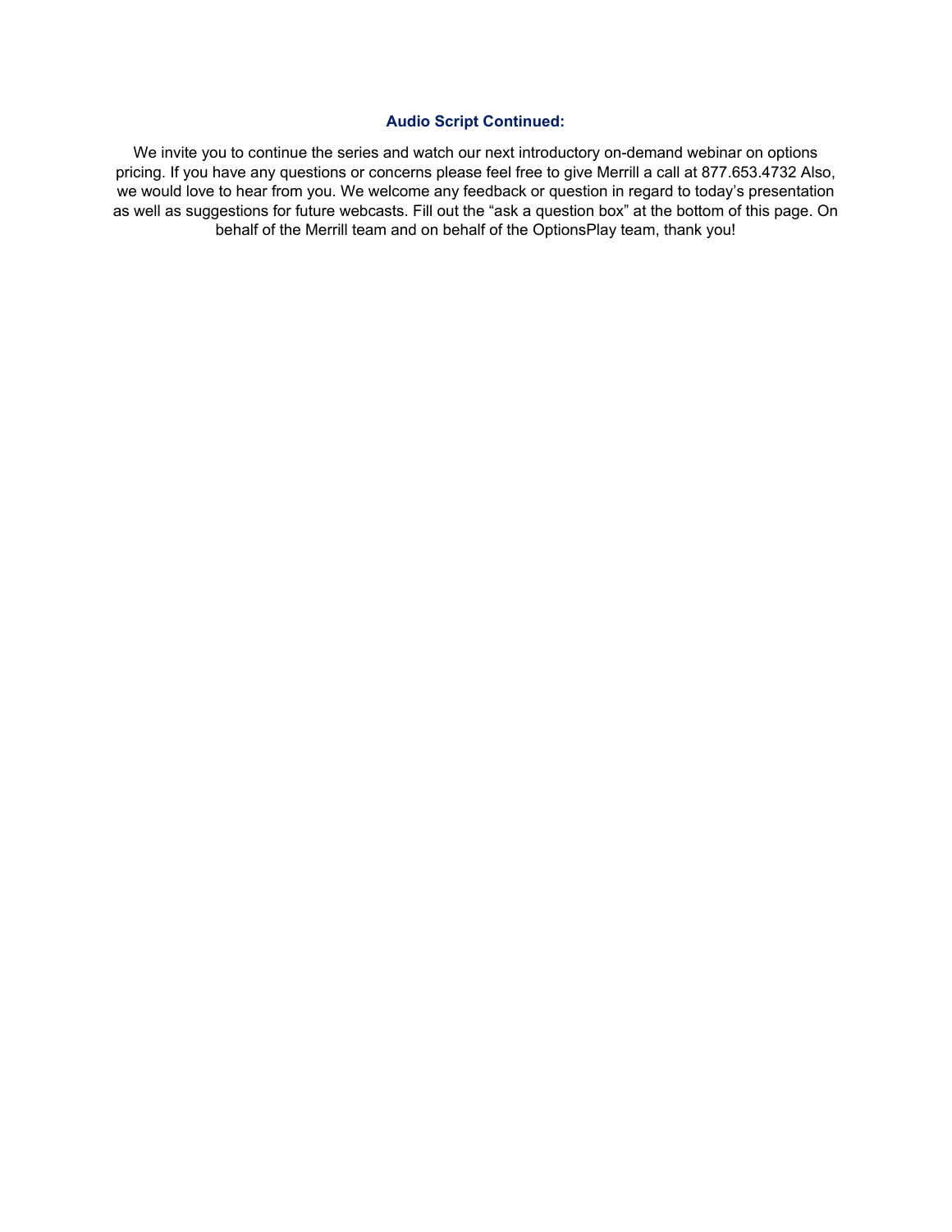**Audio Script Continued:**

We invite you to continue the series and watch our next introductory on-demand webinar on options pricing. If you have any questions or concerns please feel free to give Merrill a call at 877.653.4732 Also, we would love to hear from you. We welcome any feedback or question in regard to today's presentation as well as suggestions for future webcasts. Fill out the "ask a question box" at the bottom of this page. On behalf of the Merrill team and on behalf of the OptionsPlay team, thank you!